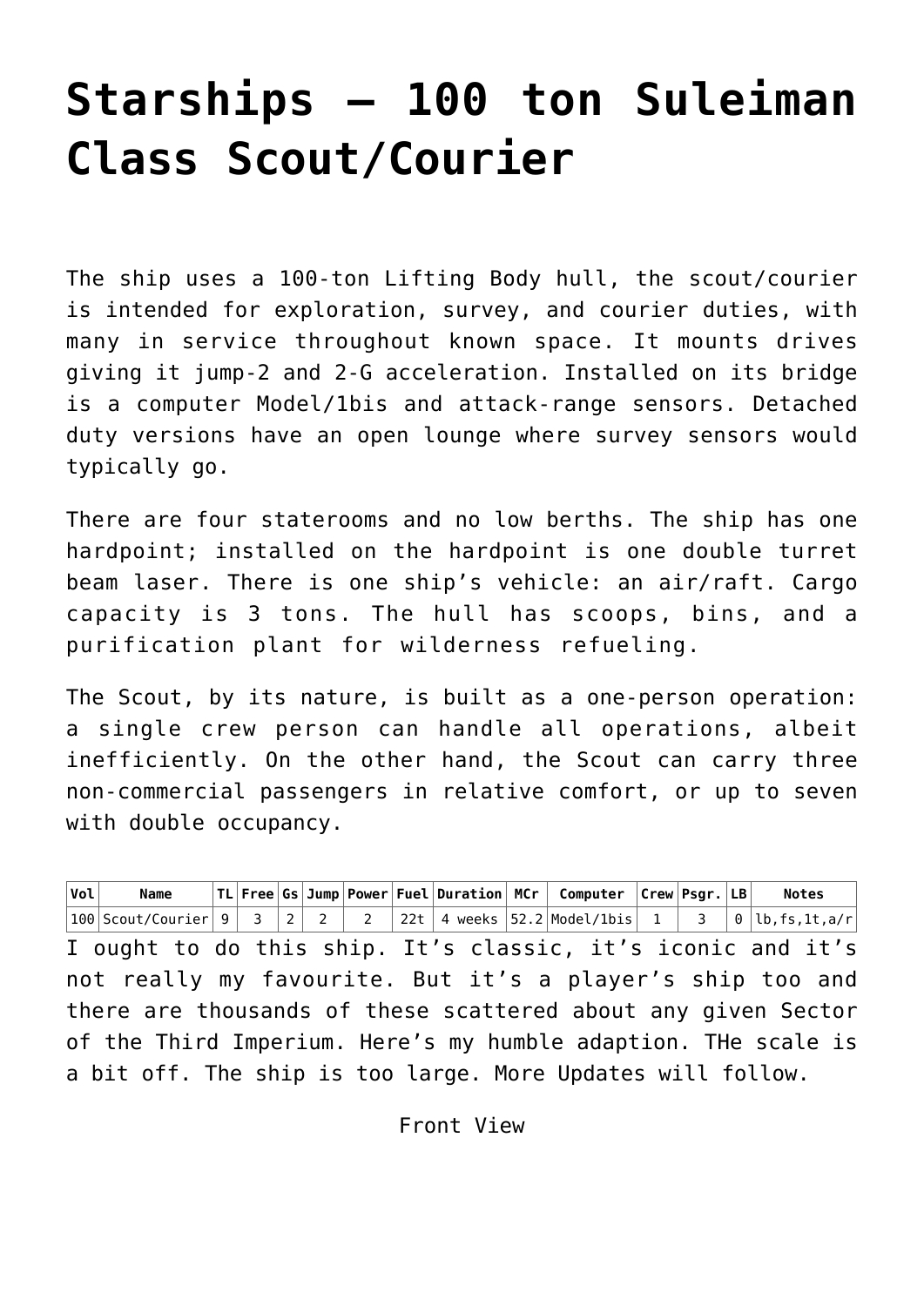# Starships – 100 ton Suleiman Class Scout/Courier

The ship uses a 100-ton Lifting Body hull, the scout/courier is intended for exploration, survey, and courier duties, with many in service throughout known space. It mounts drives giving it jump-2 and 2-G acceleration. Installed on its bridge is a computer Model/1bis and attack-range sensors. Detached duty versions have an open lounge where survey sensors would typically go.

There are four staterooms and no low berths. The ship has one hardpoint; installed on the hardpoint is one double turret beam laser. There is one ship's vehicle: an air/raft. Cargo capacity is 3 tons. The hull has scoops, bins, and a purification plant for wilderness refueling.

The Scout, by its nature, is built as a one-person operation: a single crew person can handle all operations, albeit inefficiently. On the other hand, the Scout can carry three non-commercial passengers in relative comfort, or up to seven with double occupancy.

| Vol | Name | TL | Free | Gs | Jump | Power | Fuel | Duration | MCr | Computer | Crew | Psgr. | LB | Notes |
|---|---|---|---|---|---|---|---|---|---|---|---|---|---|---|
| 100 | Scout/Courier | 9 | 3 | 2 | 2 | 2 | 22t | 4 weeks | 52.2 | Model/1bis | 1 | 3 | 0 | lb,fs,1t,a/r |

I ought to do this ship. It's classic, it's iconic and it's not really my favourite. But it's a player's ship too and there are thousands of these scattered about any given Sector of the Third Imperium. Here's my humble adaption. THe scale is a bit off. The ship is too large. More Updates will follow.

Front View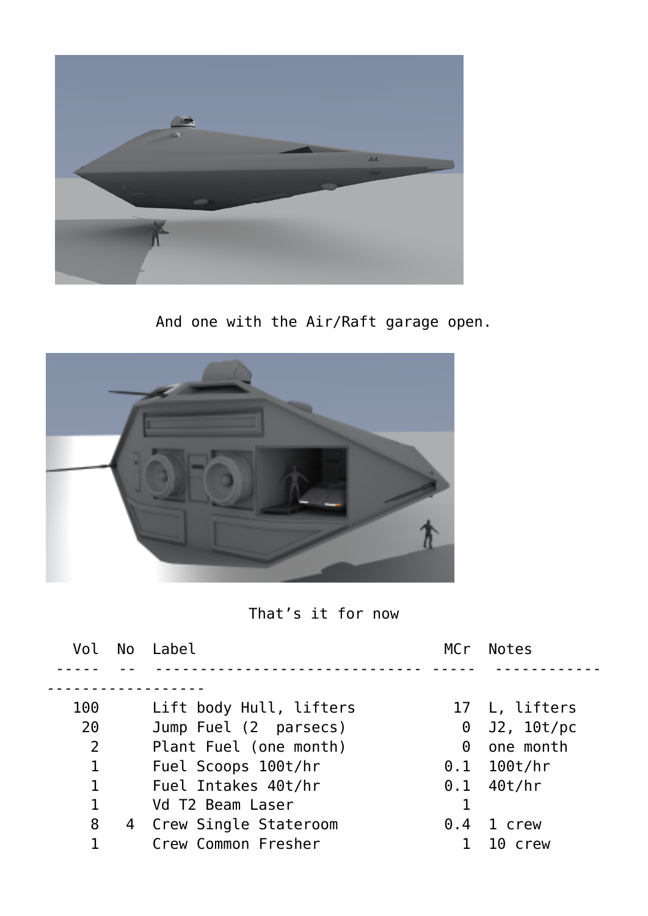And one with the Air/Raft garage open.

That’s it for now

| Vol | No | Label | MCr | Notes |
|---|---|---|---|---|
| 100 | | Lift body Hull, lifters | 17 | L, lifters |
| 20 | | Jump Fuel (2 parsecs) | 0 | J2, 10t/pc |
| 2 | | Plant Fuel (one month) | 0 | one month |
| 1 | | Fuel Scoops 100t/hr | 0.1 | 100t/hr |
| 1 | | Fuel Intakes 40t/hr | 0.1 | 40t/hr |
| 1 | | Vd T2 Beam Laser | 1 | |
| 8 | 4 | Crew Single Stateroom | 0.4 | 1 crew |
| 1 | | Crew Common Fresher | 1 | 10 crew |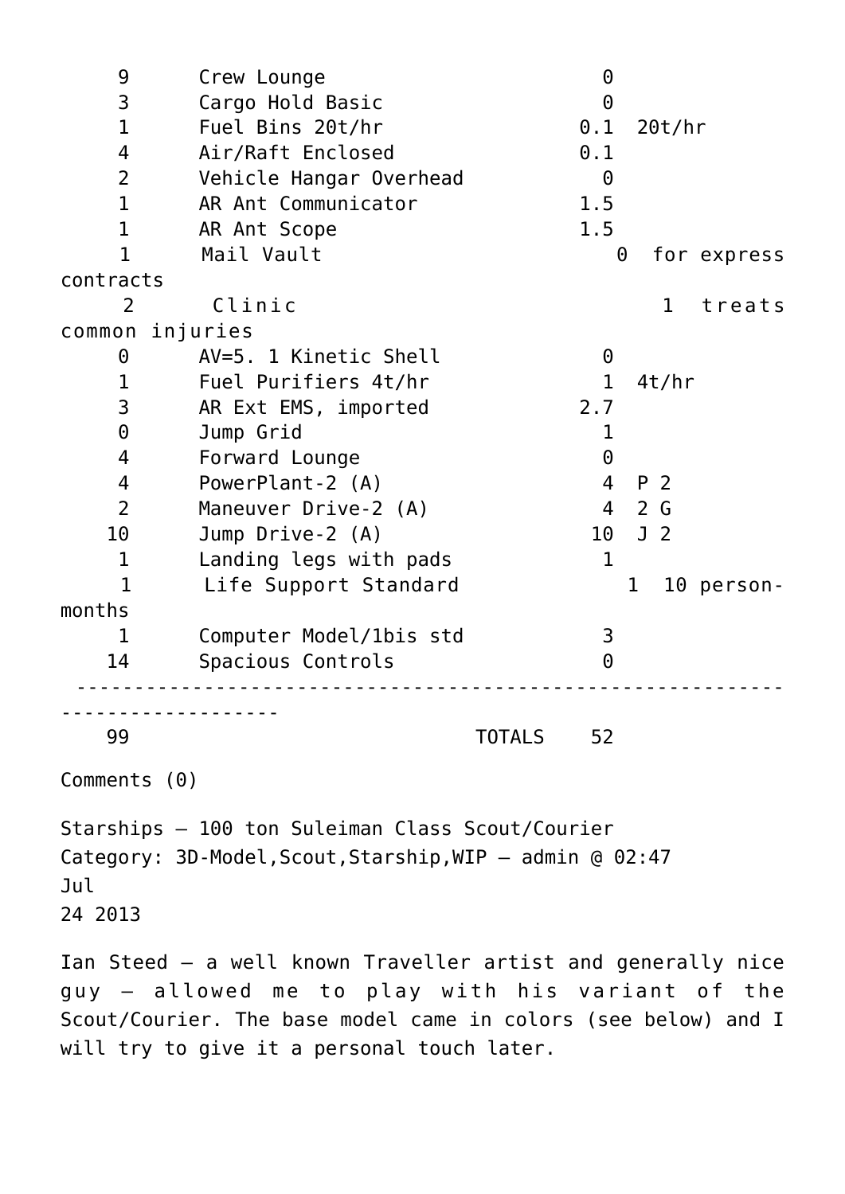```
     9      Crew Lounge                   0
     3      Cargo Hold Basic              0
     1      Fuel Bins 20t/hr            0.1  20t/hr
     4      Air/Raft Enclosed           0.1
     2      Vehicle Hangar Overhead       0
     1      AR Ant Communicator         1.5
     1      AR Ant Scope                1.5
     1      Mail Vault                    0  for express contracts
     2      Clinic                        1  treats common injuries
     0      AV=5. 1 Kinetic Shell         0
     1      Fuel Purifiers 4t/hr          1  4t/hr
     3      AR Ext EMS, imported        2.7
     0      Jump Grid                     1
     4      Forward Lounge                0
     4      PowerPlant-2 (A)              4  P 2
     2      Maneuver Drive-2 (A)          4  2 G
    10      Jump Drive-2 (A)             10  J 2
     1      Landing legs with pads        1
     1      Life Support Standard         1  10 person-months
     1      Computer Model/1bis std       3
    14      Spacious Controls             0
  ---------------------------------------------------------------------------------
    99                           TOTALS  52
```

Comments (0)

Starships – 100 ton Suleiman Class Scout/Courier
Category: 3D-Model,Scout,Starship,WIP — admin @ 02:47
Jul
24 2013

Ian Steed – a well known Traveller artist and generally nice guy – allowed me to play with his variant of the Scout/Courier. The base model came in colors (see below) and I will try to give it a personal touch later.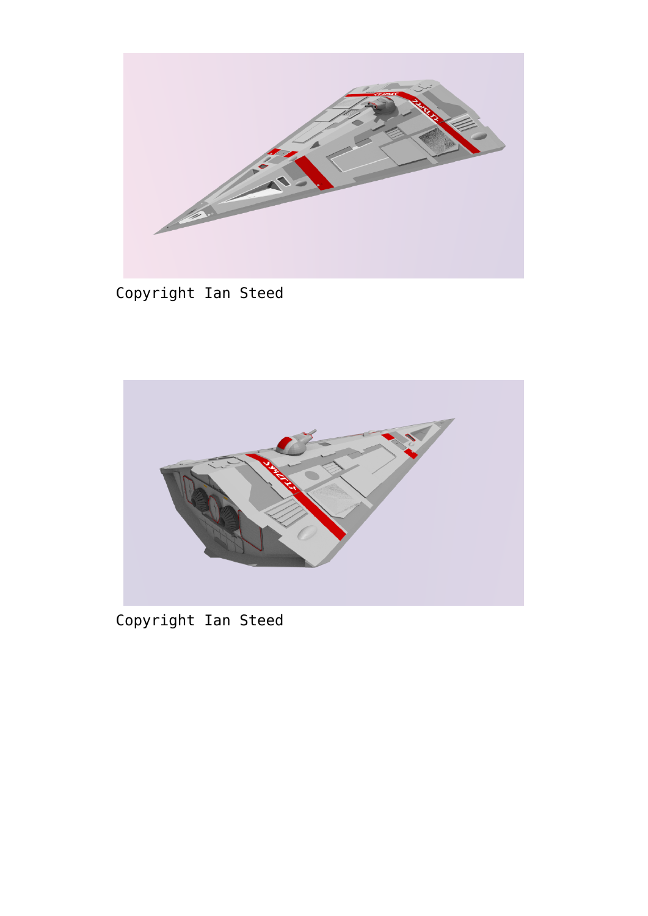Copyright Ian Steed

Copyright Ian Steed